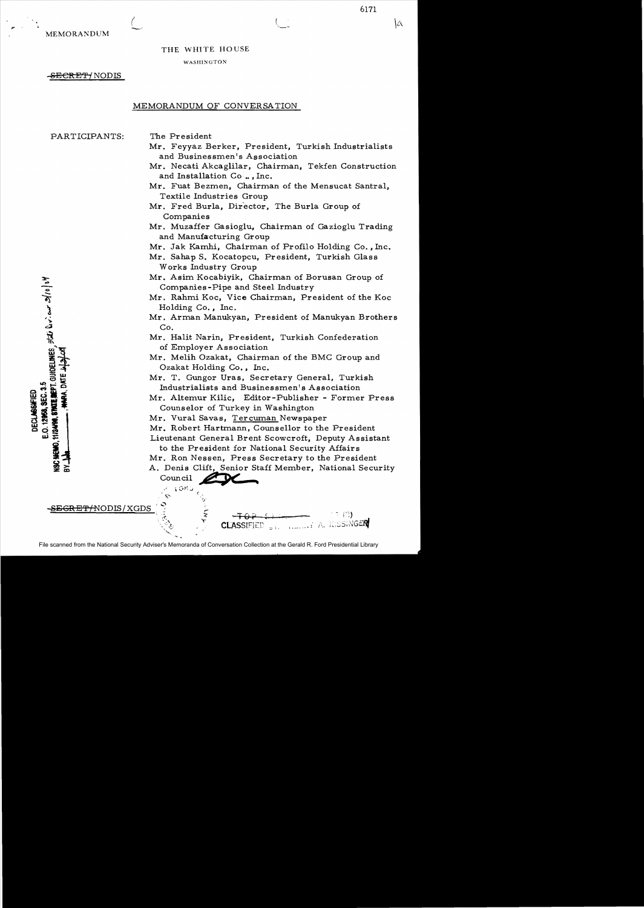MEMORANDUM

THE WHITE HOUSE

WASHINGTON

~~SECRET~~/NODIS

MEMORANDUM OF CONVERSATION

PARTICIPANTS:

The President

Mr. Feyyaz Berker, President, Turkish Industrialists and Businessmen's Association

Mr. Necati Akcaglilar, Chairman, Tekfen Construction and Installation Co., Inc.

Mr. Fuat Bezmen, Chairman of the Mensucat Santral, Textile Industries Group

Mr. Fred Burla, Director, The Burla Group of Companies

Mr. Muzaffer Gasioglu, Chairman of Gazioglu Trading and Manufacturing Group

Mr. Jak Kamhi, Chairman of Profilo Holding Co., Inc.

Mr. Sahap S. Kocatopcu, President, Turkish Glass Works Industry Group

Mr. Asim Kocabiyik, Chairman of Borusan Group of Companies-Pipe and Steel Industry

Mr. Rahmi Koc, Vice Chairman, President of the Koc Holding Co., Inc.

Mr. Arman Manukyan, President of Manukyan Brothers Co.

Mr. Halit Narin, President, Turkish Confederation of Employer Association

Mr. Melih Ozakat, Chairman of the BMC Group and Ozakat Holding Co., Inc.

Mr. T. Gungor Uras, Secretary General, Turkish Industrialists and Businessmen's Association

Mr. Altemur Kilic, Editor-Publisher - Former Press Counselor of Turkey in Washington

Mr. Vural Savas, Tercuman Newspaper

Mr. Robert Hartmann, Counsellor to the President

Lieutenant General Brent Scowcroft, Deputy Assistant to the President for National Security Affairs

Mr. Ron Nessen, Press Secretary to the President

A. Denis Clift, Senior Staff Member, National Security Council

DECLASSIFIED
E.O. 12958, SEC. 3.5
NSC MEMO, 11/24/98, STATE DEPT. GUIDELINES, State Review 3/10/04
BY ___ NARA, DATE ___

~~SECRET~~/NODIS/XGDS

CLASSIFIED BY HENRY A. KISSINGER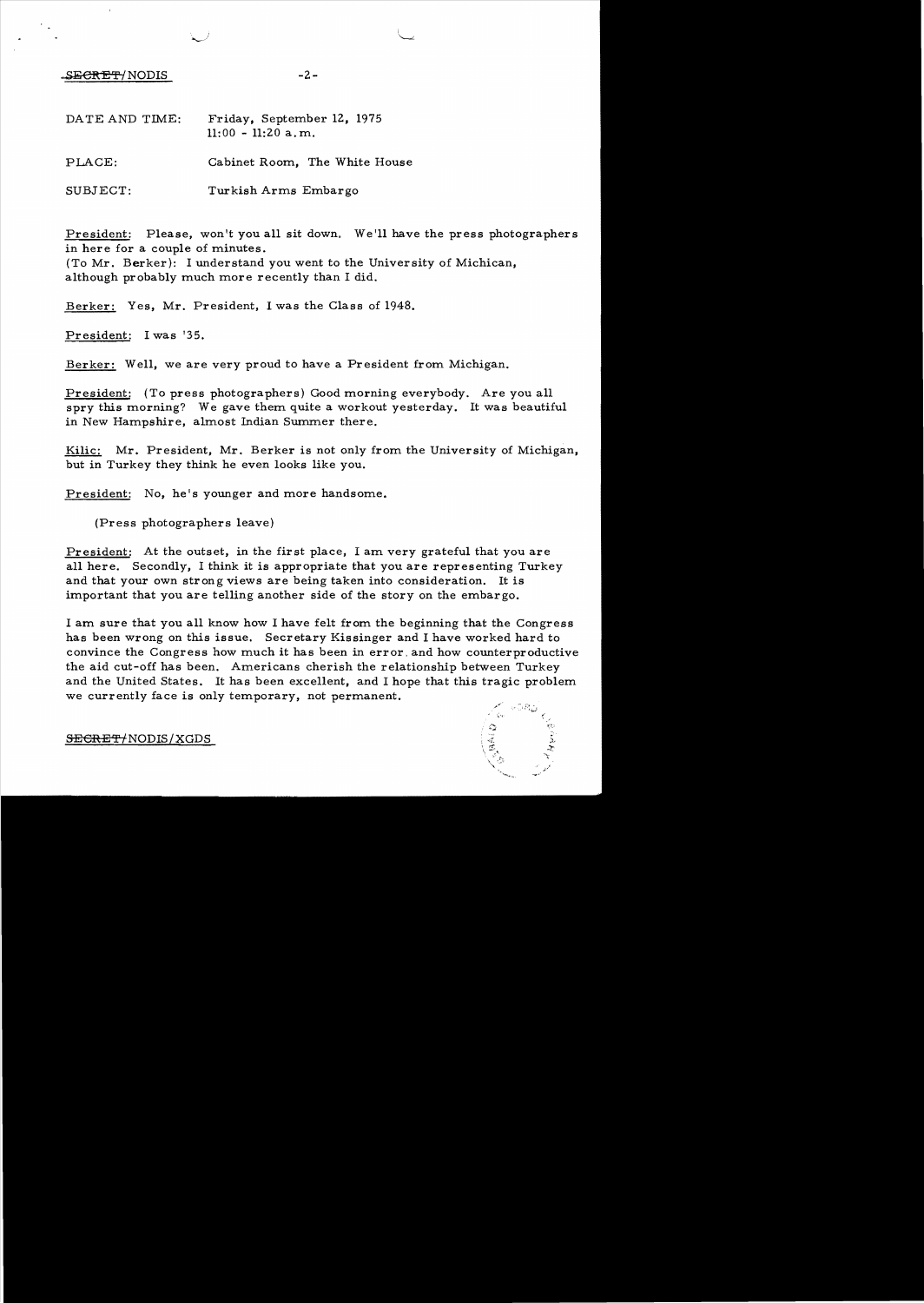SECRET/NODIS

DATE AND TIME: Friday, September 12, 1975
11:00 - 11:20 a.m.

PLACE: Cabinet Room, The White House

SUBJECT: Turkish Arms Embargo

President: Please, won't you all sit down. We'll have the press photographers in here for a couple of minutes.
(To Mr. Berker): I understand you went to the University of Michican, although probably much more recently than I did.

Berker: Yes, Mr. President, I was the Class of 1948.

President: I was '35.

Berker: Well, we are very proud to have a President from Michigan.

President: (To press photographers) Good morning everybody. Are you all spry this morning? We gave them quite a workout yesterday. It was beautiful in New Hampshire, almost Indian Summer there.

Kilic: Mr. President, Mr. Berker is not only from the University of Michigan, but in Turkey they think he even looks like you.

President: No, he's younger and more handsome.

(Press photographers leave)

President: At the outset, in the first place, I am very grateful that you are all here. Secondly, I think it is appropriate that you are representing Turkey and that your own strong views are being taken into consideration. It is important that you are telling another side of the story on the embargo.

I am sure that you all know how I have felt from the beginning that the Congress has been wrong on this issue. Secretary Kissinger and I have worked hard to convince the Congress how much it has been in error and how counterproductive the aid cut-off has been. Americans cherish the relationship between Turkey and the United States. It has been excellent, and I hope that this tragic problem we currently face is only temporary, not permanent.

SECRET/NODIS/XGDS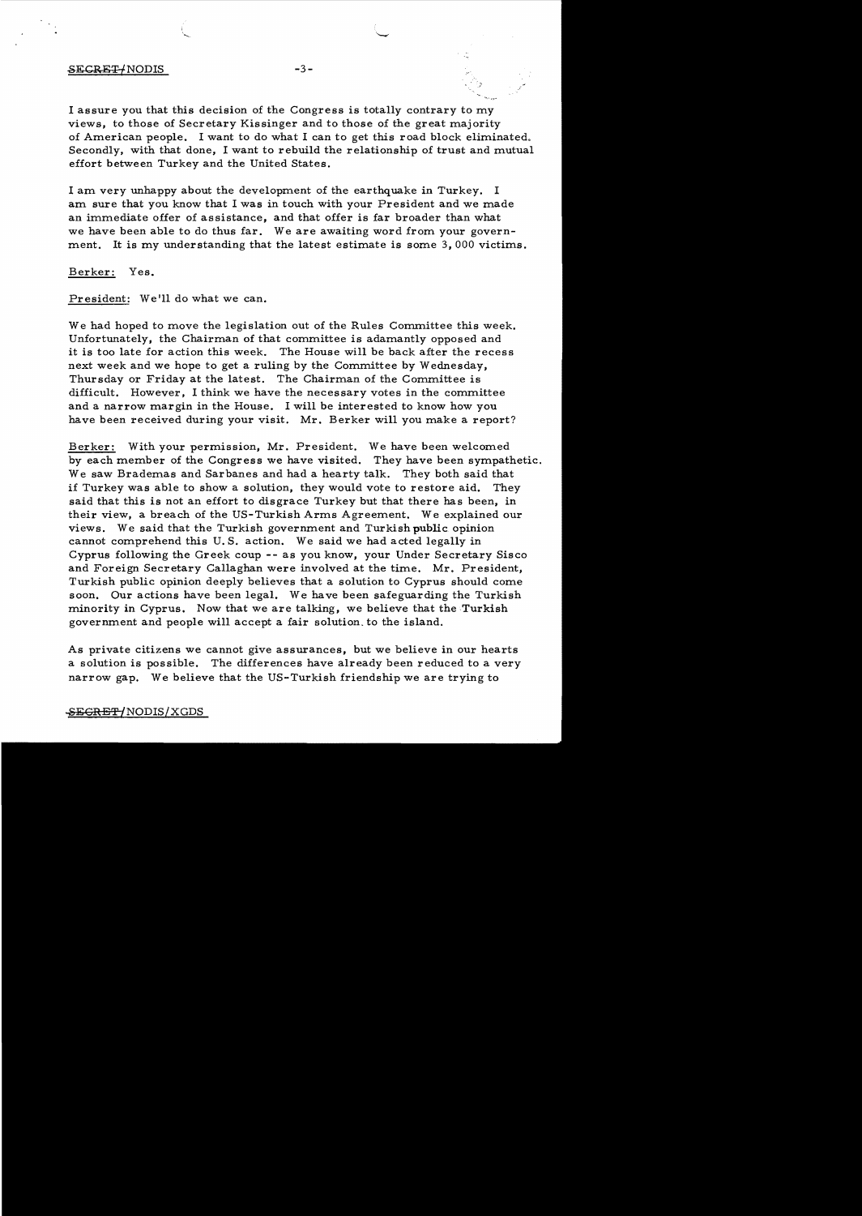I assure you that this decision of the Congress is totally contrary to my views, to those of Secretary Kissinger and to those of the great majority of American people. I want to do what I can to get this road block eliminated. Secondly, with that done, I want to rebuild the relationship of trust and mutual effort between Turkey and the United States.

I am very unhappy about the development of the earthquake in Turkey. I am sure that you know that I was in touch with your President and we made an immediate offer of assistance, and that offer is far broader than what we have been able to do thus far. We are awaiting word from your government. It is my understanding that the latest estimate is some 3,000 victims.

Berker: Yes.

President: We'll do what we can.

We had hoped to move the legislation out of the Rules Committee this week. Unfortunately, the Chairman of that committee is adamantly opposed and it is too late for action this week. The House will be back after the recess next week and we hope to get a ruling by the Committee by Wednesday, Thursday or Friday at the latest. The Chairman of the Committee is difficult. However, I think we have the necessary votes in the committee and a narrow margin in the House. I will be interested to know how you have been received during your visit. Mr. Berker will you make a report?

Berker: With your permission, Mr. President. We have been welcomed by each member of the Congress we have visited. They have been sympathetic. We saw Brademas and Sarbanes and had a hearty talk. They both said that if Turkey was able to show a solution, they would vote to restore aid. They said that this is not an effort to disgrace Turkey but that there has been, in their view, a breach of the US-Turkish Arms Agreement. We explained our views. We said that the Turkish government and Turkish public opinion cannot comprehend this U.S. action. We said we had acted legally in Cyprus following the Greek coup -- as you know, your Under Secretary Sisco and Foreign Secretary Callaghan were involved at the time. Mr. President, Turkish public opinion deeply believes that a solution to Cyprus should come soon. Our actions have been legal. We have been safeguarding the Turkish minority in Cyprus. Now that we are talking, we believe that the Turkish government and people will accept a fair solution to the island.

As private citizens we cannot give assurances, but we believe in our hearts a solution is possible. The differences have already been reduced to a very narrow gap. We believe that the US-Turkish friendship we are trying to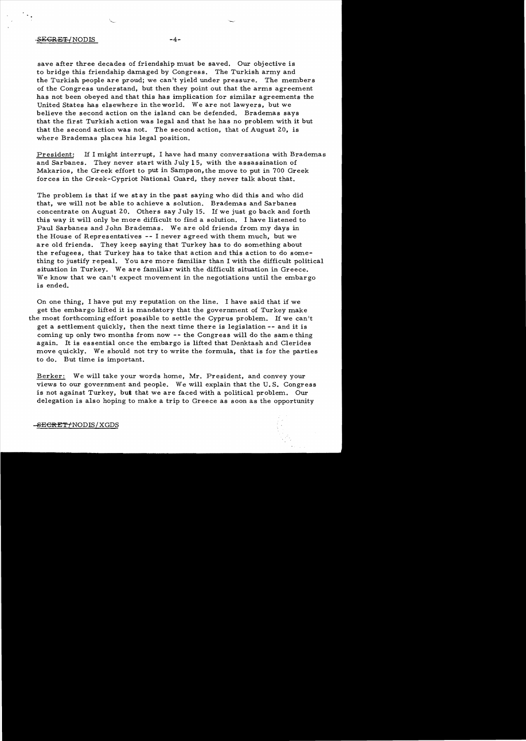save after three decades of friendship must be saved. Our objective is to bridge this friendship damaged by Congress. The Turkish army and the Turkish people are proud; we can't yield under pressure. The members of the Congress understand, but then they point out that the arms agreement has not been obeyed and that this has implication for similar agreements the United States has elsewhere in the world. We are not lawyers, but we believe the second action on the island can be defended. Brademas says that the first Turkish action was legal and that he has no problem with it but that the second action was not. The second action, that of August 20, is where Brademas places his legal position.

President: If I might interrupt, I have had many conversations with Brademas and Sarbanes. They never start with July 15, with the assassination of Makarios, the Greek effort to put in Sampson, the move to put in 700 Greek forces in the Greek-Cypriot National Guard, they never talk about that.

The problem is that if we stay in the past saying who did this and who did that, we will not be able to achieve a solution. Brademas and Sarbanes concentrate on August 20. Others say July 15. If we just go back and forth this way it will only be more difficult to find a solution. I have listened to Paul Sarbanes and John Brademas. We are old friends from my days in the House of Representatives -- I never agreed with them much, but we are old friends. They keep saying that Turkey has to do something about the refugees, that Turkey has to take that action and this action to do something to justify repeal. You are more familiar than I with the difficult political situation in Turkey. We are familiar with the difficult situation in Greece. We know that we can't expect movement in the negotiations until the embargo is ended.

On one thing, I have put my reputation on the line. I have said that if we get the embargo lifted it is mandatory that the government of Turkey make the most forthcoming effort possible to settle the Cyprus problem. If we can't get a settlement quickly, then the next time there is legislation -- and it is coming up only two months from now -- the Congress will do the same thing again. It is essential once the embargo is lifted that Denktash and Clerides move quickly. We should not try to write the formula, that is for the parties to do. But time is important.

Berker: We will take your words home, Mr. President, and convey your views to our government and people. We will explain that the U.S. Congress is not against Turkey, but that we are faced with a political problem. Our delegation is also hoping to make a trip to Greece as soon as the opportunity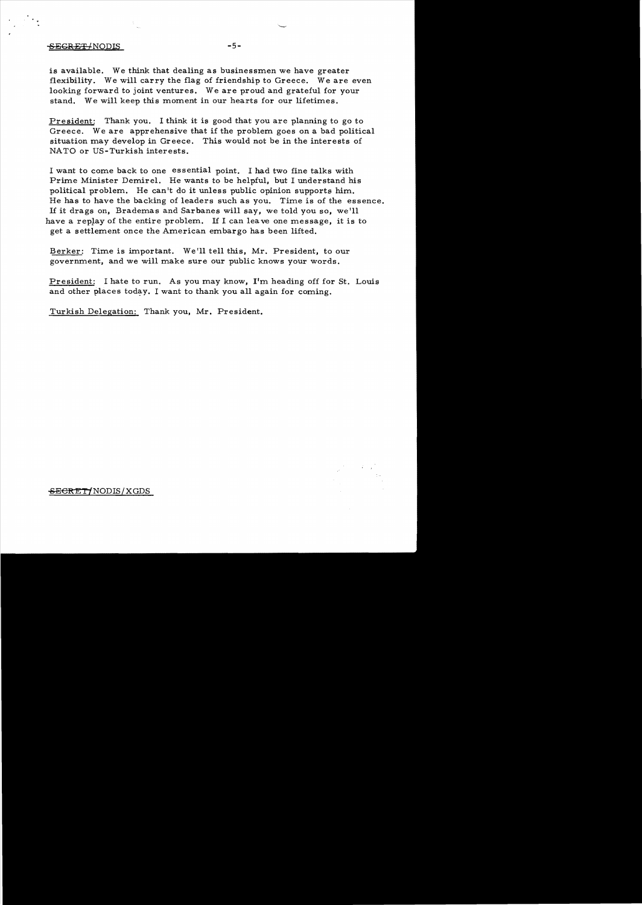is available. We think that dealing as businessmen we have greater flexibility. We will carry the flag of friendship to Greece. We are even looking forward to joint ventures. We are proud and grateful for your stand. We will keep this moment in our hearts for our lifetimes.

President: Thank you. I think it is good that you are planning to go to Greece. We are apprehensive that if the problem goes on a bad political situation may develop in Greece. This would not be in the interests of NATO or US-Turkish interests.

I want to come back to one essential point. I had two fine talks with Prime Minister Demirel. He wants to be helpful, but I understand his political problem. He can't do it unless public opinion supports him. He has to have the backing of leaders such as you. Time is of the essence. If it drags on, Brademas and Sarbanes will say, we told you so, we'll have a replay of the entire problem. If I can leave one message, it is to get a settlement once the American embargo has been lifted.

Berker: Time is important. We'll tell this, Mr. President, to our government, and we will make sure our public knows your words.

President: I hate to run. As you may know, I'm heading off for St. Louis and other places today. I want to thank you all again for coming.

Turkish Delegation: Thank you, Mr. President.

~~SECRET~~/NODIS/XGDS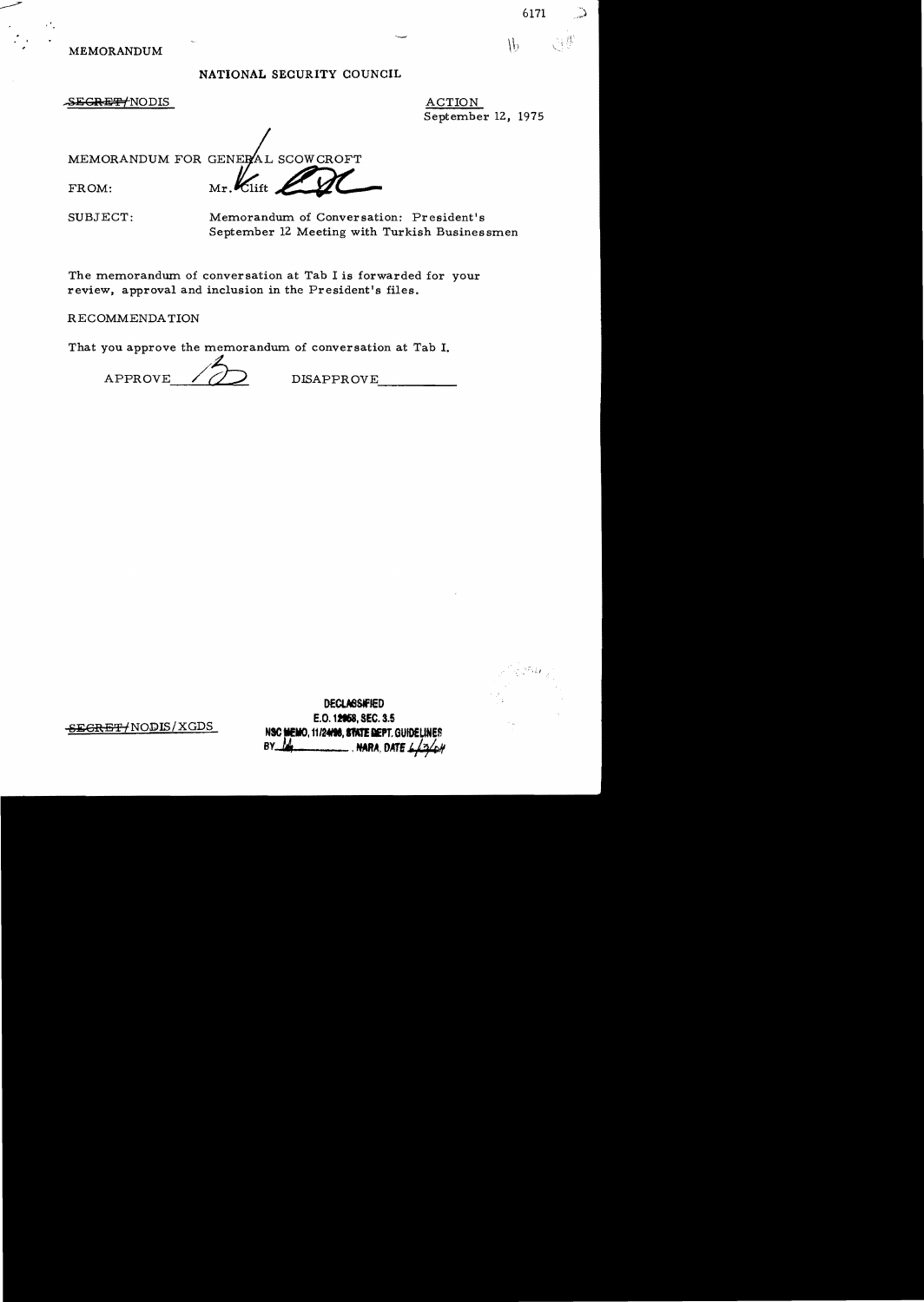MEMORANDUM

NATIONAL SECURITY COUNCIL

~~SECRET~~/NODIS

ACTION
September 12, 1975

MEMORANDUM FOR GENERAL SCOWCROFT

FROM: Mr. Clift

SUBJECT: Memorandum of Conversation: President's September 12 Meeting with Turkish Businessmen

The memorandum of conversation at Tab I is forwarded for your review, approval and inclusion in the President's files.

RECOMMENDATION

That you approve the memorandum of conversation at Tab I.

APPROVE ____ DISAPPROVE ____

~~SECRET~~/NODIS/XGDS

DECLASSIFIED
E.O. 12958, SEC. 3.5
NSC MEMO, 11/24/98, STATE DEPT. GUIDELINES
BY ____ NARA, DATE ____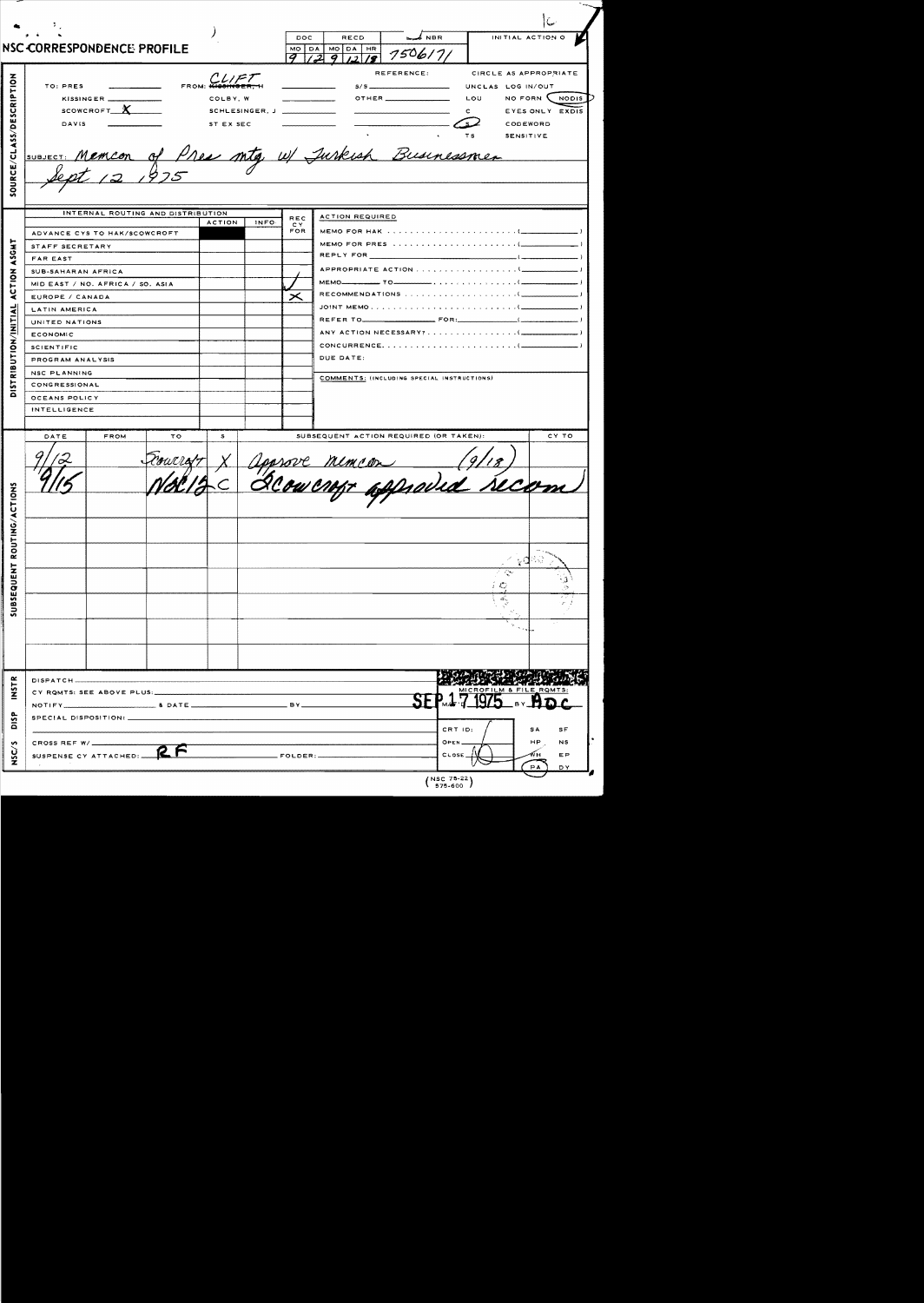# NSC CORRESPONDENCE PROFILE

| DOC MO | DOC DA | RECD MO | RECD DA | RECD HR | NBR | INITIAL ACTION O |
|---|---|---|---|---|---|---|
| 9 | 12 | 9 | 12 | 18 | 7506171 | |

## SOURCE/CLASS/DESCRIPTION

TO: PRES
KISSINGER
SCOWCROFT X
DAVIS

FROM: ~~KISSINGER, H~~ CLIFT
COLBY, W
SCHLESINGER, J
ST EX SEC

REFERENCE:
S/S
OTHER

CIRCLE AS APPROPRIATE
UNCLAS LOG IN/OUT
LOU NO FORN (NODIS)
C EYES ONLY EXDIS
(S) CODEWORD
TS SENSITIVE

SUBJECT: Memcon of Pres mtg. w/ Turkish Businessmen Sept 12, 1975

## DISTRIBUTION/INITIAL ACTION ASGMT

| INTERNAL ROUTING AND DISTRIBUTION | ACTION | INFO | REC CY FOR |
|---|---|---|---|
| ADVANCE CYS TO HAK/SCOWCROFT | | | |
| STAFF SECRETARY | | | |
| FAR EAST | | | |
| SUB-SAHARAN AFRICA | | | |
| MID EAST / NO. AFRICA / SO. ASIA | | | ✓ |
| EUROPE / CANADA | | | X |
| LATIN AMERICA | | | |
| UNITED NATIONS | | | |
| ECONOMIC | | | |
| SCIENTIFIC | | | |
| PROGRAM ANALYSIS | | | |
| NSC PLANNING | | | |
| CONGRESSIONAL | | | |
| OCEANS POLICY | | | |
| INTELLIGENCE | | | |

ACTION REQUIRED
MEMO FOR HAK
MEMO FOR PRES
REPLY FOR
APPROPRIATE ACTION
MEMO ___ TO ___
RECOMMENDATIONS
JOINT MEMO
REFER TO ___ FOR: ___
ANY ACTION NECESSARY?
CONCURRENCE
DUE DATE:

COMMENTS: (INCLUDING SPECIAL INSTRUCTIONS)

## SUBSEQUENT ROUTING/ACTIONS

| DATE | FROM | TO | S | SUBSEQUENT ACTION REQUIRED (OR TAKEN): | CY TO |
|---|---|---|---|---|---|
| 9/12 | | Scowcroft | X | Approve memcon (9/18) | |
| 9/15 | | NSC/S | C | Scowcroft approved recom | |

## INSTR / DISP / NSC/S

DISPATCH
CY RQMTS: SEE ABOVE PLUS:
NOTIFY ___ & DATE ___ BY ___
SPECIAL DISPOSITION:

MICROFILM & FILE RQMTS: SEP 17 1975 BY ADC

CROSS REF W/
SUSPENSE CY ATTACHED: RF FOLDER:

CRT ID:
OPEN
CLOSE

SA SF
HP NS
WH EP
(PA) DY

(NSC 75-22) 575-600